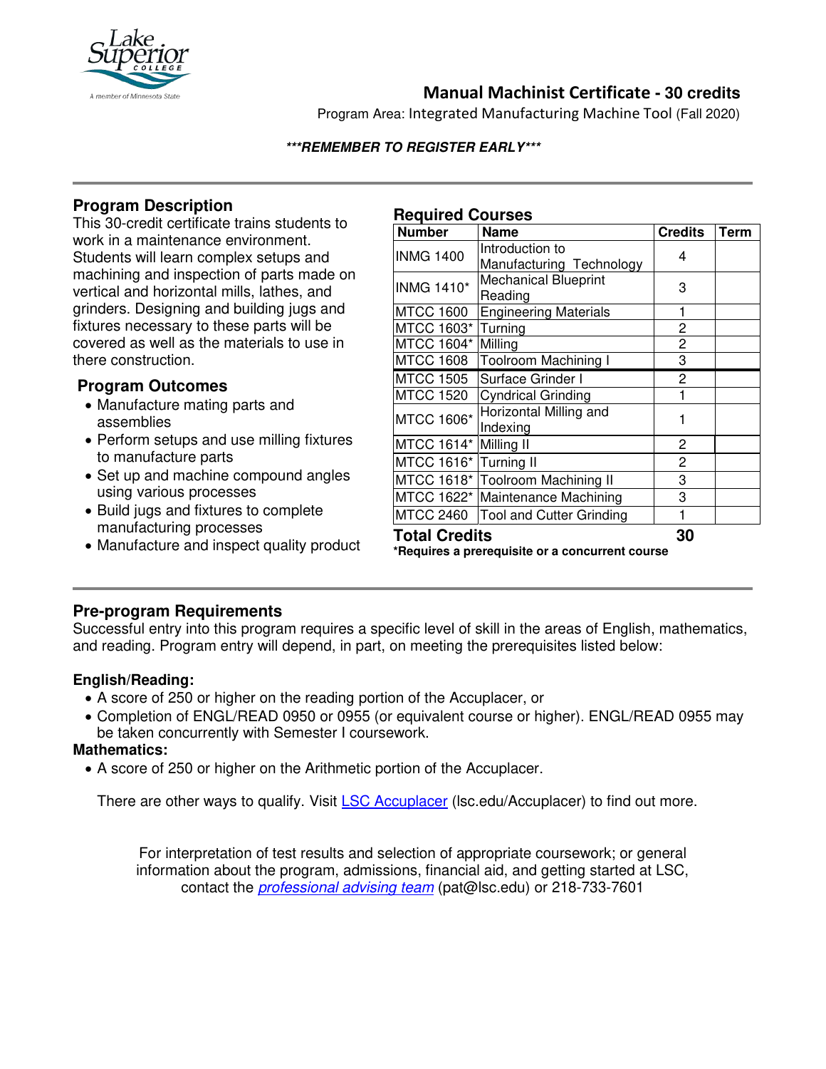# Manual Machinist Certificate - 30 credits

Program Area: Integrated Manufacturing Machine Tool (Fall 2020)

***REMEMBER TO REGISTER EARLY***

## Program Description

This 30-credit certificate trains students to work in a maintenance environment. Students will learn complex setups and machining and inspection of parts made on vertical and horizontal mills, lathes, and grinders. Designing and building jugs and fixtures necessary to these parts will be covered as well as the materials to use in there construction.

## Program Outcomes

- Manufacture mating parts and assemblies
- Perform setups and use milling fixtures to manufacture parts
- Set up and machine compound angles using various processes
- Build jugs and fixtures to complete manufacturing processes
- Manufacture and inspect quality product

## Required Courses

| Number | Name | Credits | Term |
|---|---|---|---|
| INMG 1400 | Introduction to Manufacturing Technology | 4 | |
| INMG 1410* | Mechanical Blueprint Reading | 3 | |
| MTCC 1600 | Engineering Materials | 1 | |
| MTCC 1603* | Turning | 2 | |
| MTCC 1604* | Milling | 2 | |
| MTCC 1608 | Toolroom Machining I | 3 | |
| MTCC 1505 | Surface Grinder I | 2 | |
| MTCC 1520 | Cyndrical Grinding | 1 | |
| MTCC 1606* | Horizontal Milling and Indexing | 1 | |
| MTCC 1614* | Milling II | 2 | |
| MTCC 1616* | Turning II | 2 | |
| MTCC 1618* | Toolroom Machining II | 3 | |
| MTCC 1622* | Maintenance Machining | 3 | |
| MTCC 2460 | Tool and Cutter Grinding | 1 | |
| **Total Credits** | | **30** | |

***Requires a prerequisite or a concurrent course**

## Pre-program Requirements

Successful entry into this program requires a specific level of skill in the areas of English, mathematics, and reading. Program entry will depend, in part, on meeting the prerequisites listed below:

**English/Reading:**

- A score of 250 or higher on the reading portion of the Accuplacer, or
- Completion of ENGL/READ 0950 or 0955 (or equivalent course or higher). ENGL/READ 0955 may be taken concurrently with Semester I coursework.

**Mathematics:**

- A score of 250 or higher on the Arithmetic portion of the Accuplacer.

There are other ways to qualify. Visit LSC Accuplacer (lsc.edu/Accuplacer) to find out more.

For interpretation of test results and selection of appropriate coursework; or general information about the program, admissions, financial aid, and getting started at LSC, contact the *professional advising team* (pat@lsc.edu) or 218-733-7601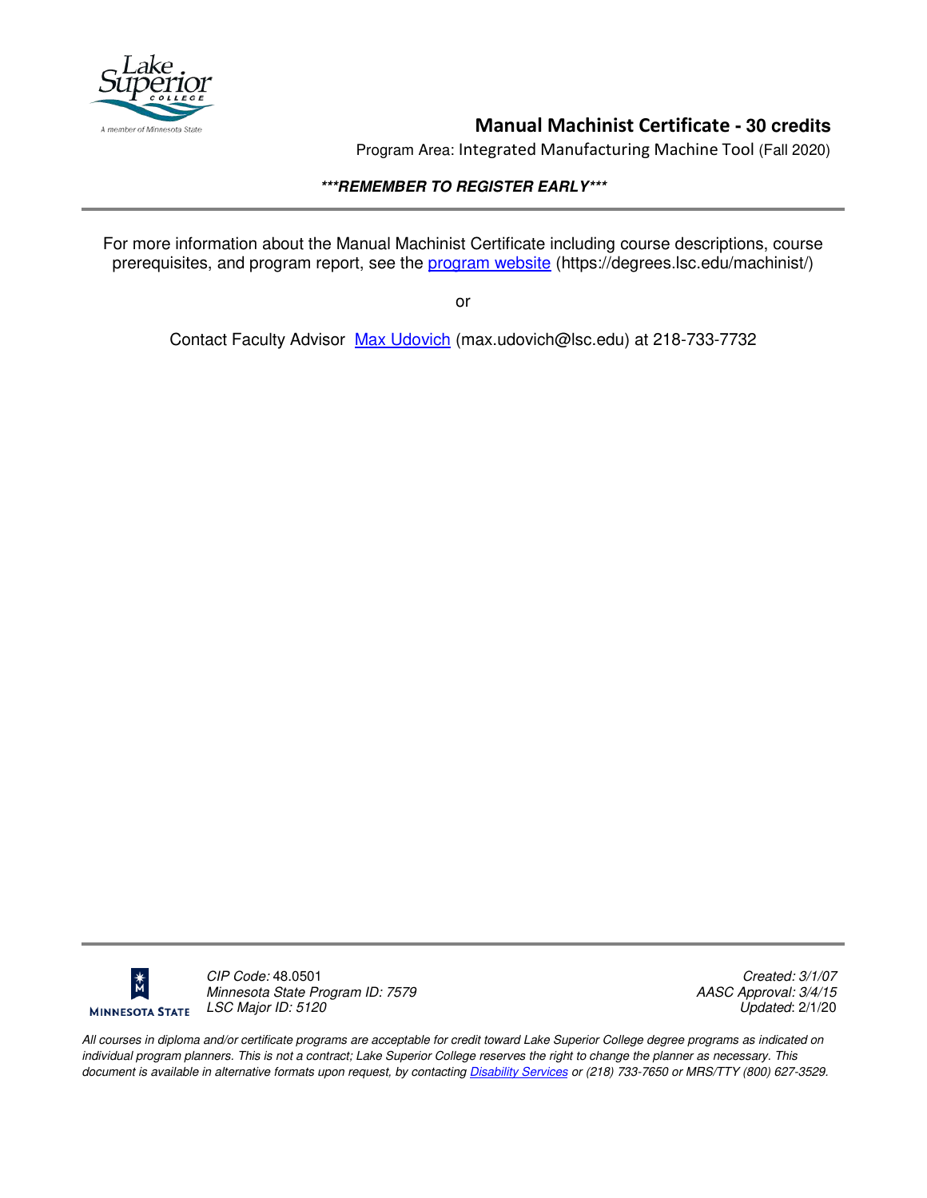## Manual Machinist Certificate - 30 credits

Program Area: Integrated Manufacturing Machine Tool (Fall 2020)

***REMEMBER TO REGISTER EARLY***

For more information about the Manual Machinist Certificate including course descriptions, course prerequisites, and program report, see the program website (https://degrees.lsc.edu/machinist/)

or

Contact Faculty Advisor Max Udovich (max.udovich@lsc.edu) at 218-733-7732

*CIP Code:* 48.0501
*Minnesota State Program ID: 7579*
*LSC Major ID: 5120*

*Created: 3/1/07*
*AASC Approval: 3/4/15*
*Updated*: 2/1/20

*All courses in diploma and/or certificate programs are acceptable for credit toward Lake Superior College degree programs as indicated on individual program planners. This is not a contract; Lake Superior College reserves the right to change the planner as necessary. This document is available in alternative formats upon request, by contacting Disability Services or (218) 733-7650 or MRS/TTY (800) 627-3529.*